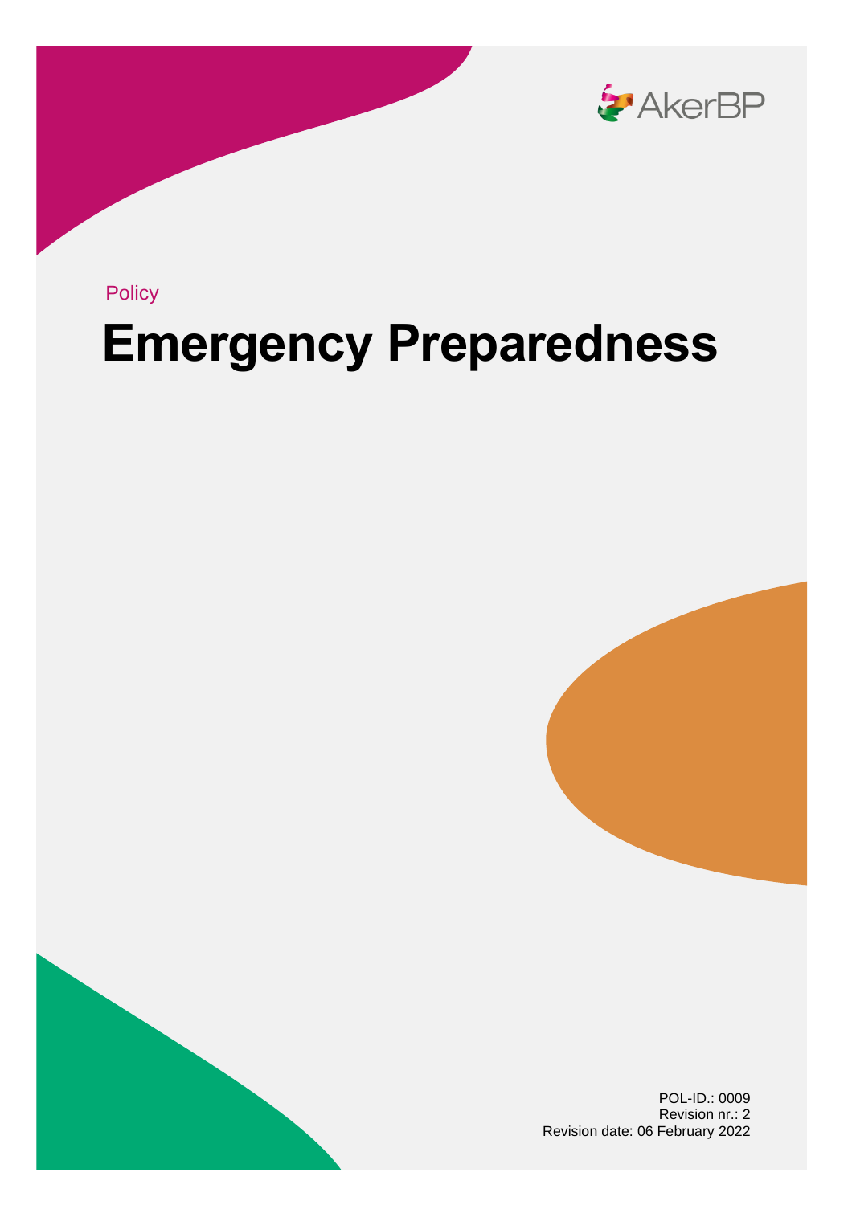Policy

# Emergency Preparedness

POL-ID.: 0009
Revision nr.: 2
Revision date: 06 February 2022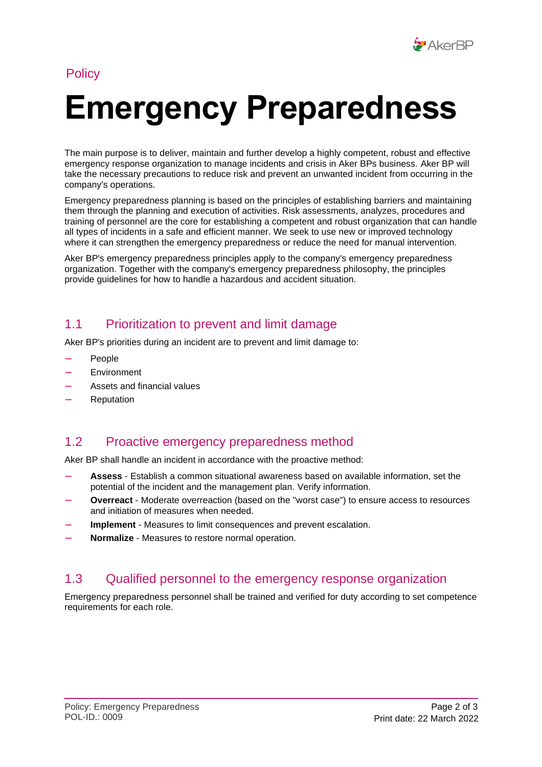Policy

# Emergency Preparedness

The main purpose is to deliver, maintain and further develop a highly competent, robust and effective emergency response organization to manage incidents and crisis in Aker BPs business. Aker BP will take the necessary precautions to reduce risk and prevent an unwanted incident from occurring in the company's operations.

Emergency preparedness planning is based on the principles of establishing barriers and maintaining them through the planning and execution of activities. Risk assessments, analyzes, procedures and training of personnel are the core for establishing a competent and robust organization that can handle all types of incidents in a safe and efficient manner. We seek to use new or improved technology where it can strengthen the emergency preparedness or reduce the need for manual intervention.

Aker BP's emergency preparedness principles apply to the company's emergency preparedness organization. Together with the company's emergency preparedness philosophy, the principles provide guidelines for how to handle a hazardous and accident situation.

## 1.1 Prioritization to prevent and limit damage

Aker BP's priorities during an incident are to prevent and limit damage to:

- People
- Environment
- Assets and financial values
- Reputation

## 1.2 Proactive emergency preparedness method

Aker BP shall handle an incident in accordance with the proactive method:

- **Assess** - Establish a common situational awareness based on available information, set the potential of the incident and the management plan. Verify information.
- **Overreact** - Moderate overreaction (based on the "worst case") to ensure access to resources and initiation of measures when needed.
- **Implement** - Measures to limit consequences and prevent escalation.
- **Normalize** - Measures to restore normal operation.

## 1.3 Qualified personnel to the emergency response organization

Emergency preparedness personnel shall be trained and verified for duty according to set competence requirements for each role.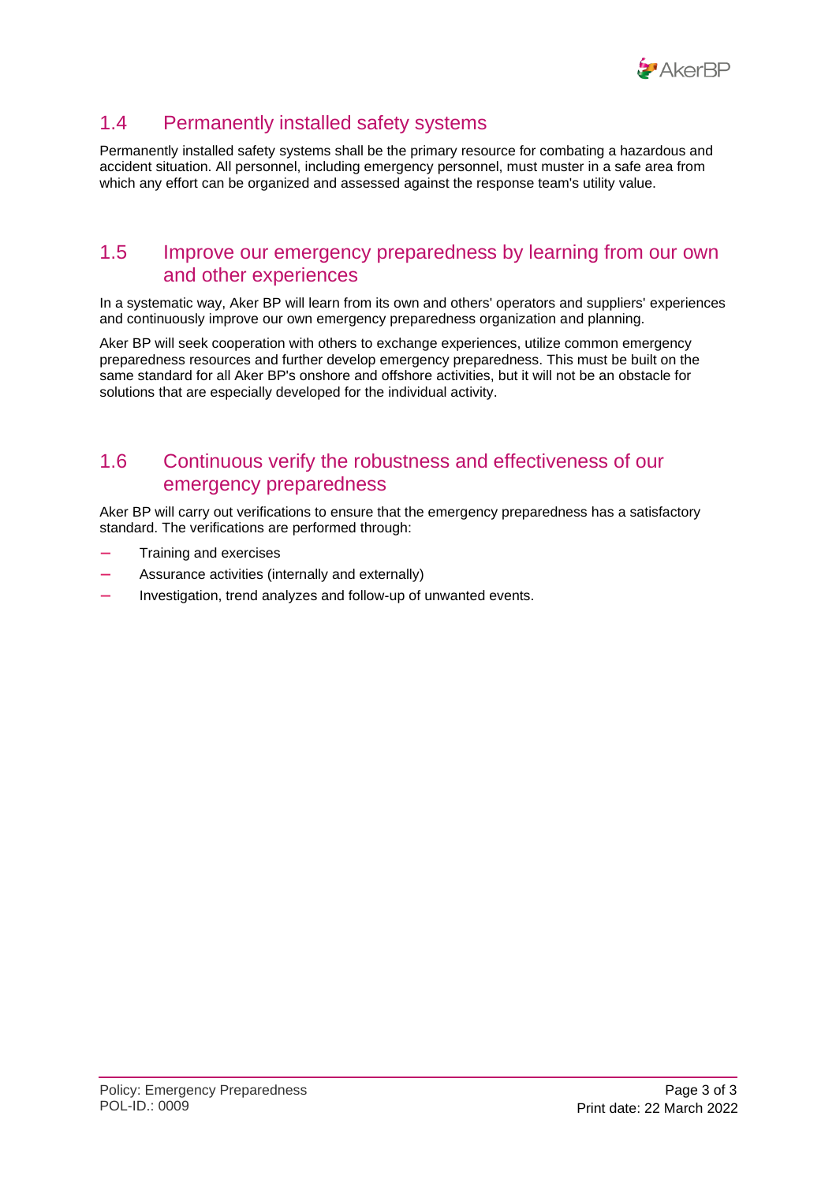## 1.4 Permanently installed safety systems

Permanently installed safety systems shall be the primary resource for combating a hazardous and accident situation. All personnel, including emergency personnel, must muster in a safe area from which any effort can be organized and assessed against the response team's utility value.

## 1.5 Improve our emergency preparedness by learning from our own and other experiences

In a systematic way, Aker BP will learn from its own and others' operators and suppliers' experiences and continuously improve our own emergency preparedness organization and planning.

Aker BP will seek cooperation with others to exchange experiences, utilize common emergency preparedness resources and further develop emergency preparedness. This must be built on the same standard for all Aker BP's onshore and offshore activities, but it will not be an obstacle for solutions that are especially developed for the individual activity.

## 1.6 Continuous verify the robustness and effectiveness of our emergency preparedness

Aker BP will carry out verifications to ensure that the emergency preparedness has a satisfactory standard. The verifications are performed through:

- Training and exercises
- Assurance activities (internally and externally)
- Investigation, trend analyzes and follow-up of unwanted events.